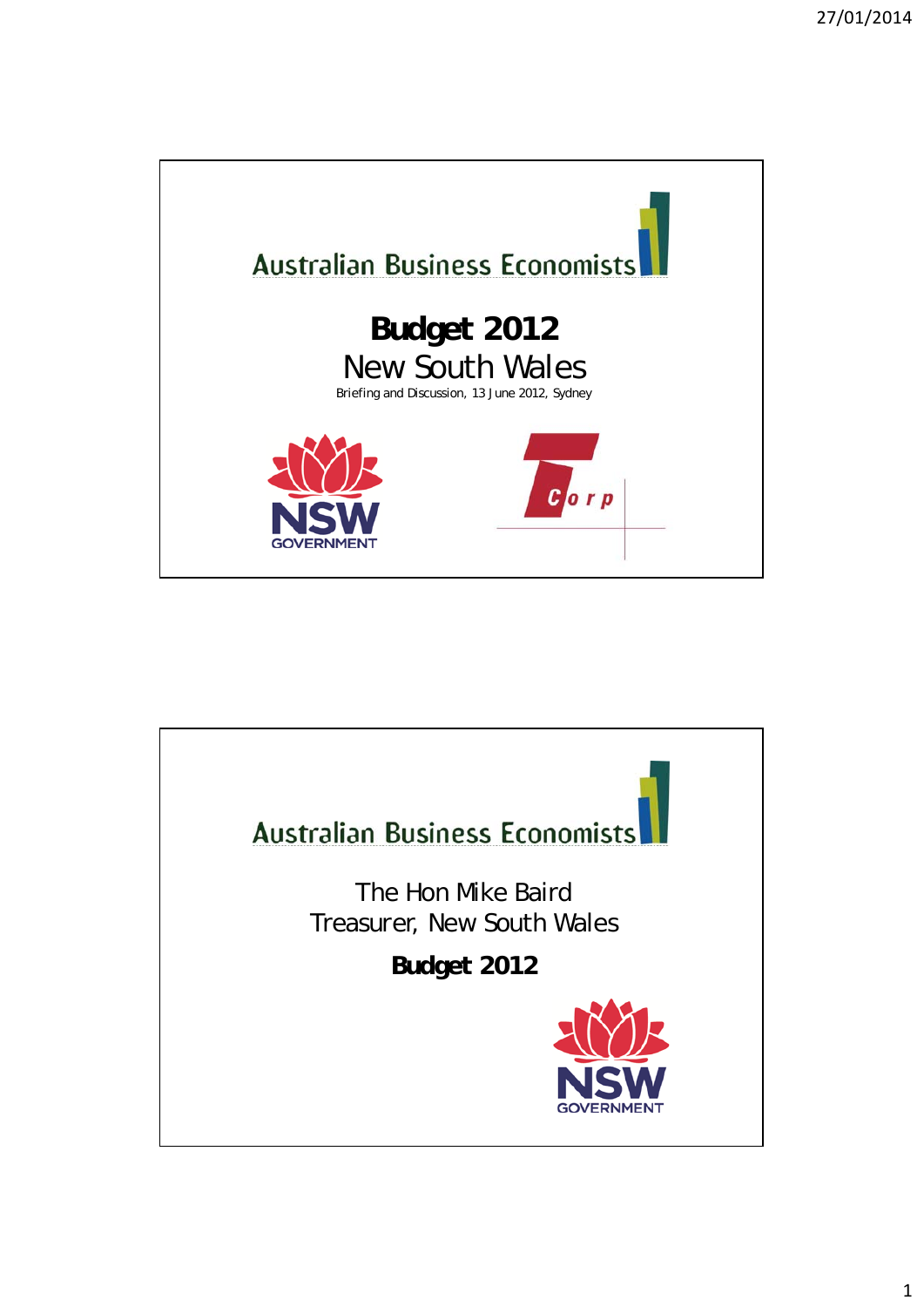Australian Business Economists

# Budget 2012

## New South Wales

Briefing and Discussion, 13 June 2012, Sydney

NSW GOVERNMENT

TCorp

---

Australian Business Economists

The Hon Mike Baird
Treasurer, New South Wales

**Budget 2012**

NSW GOVERNMENT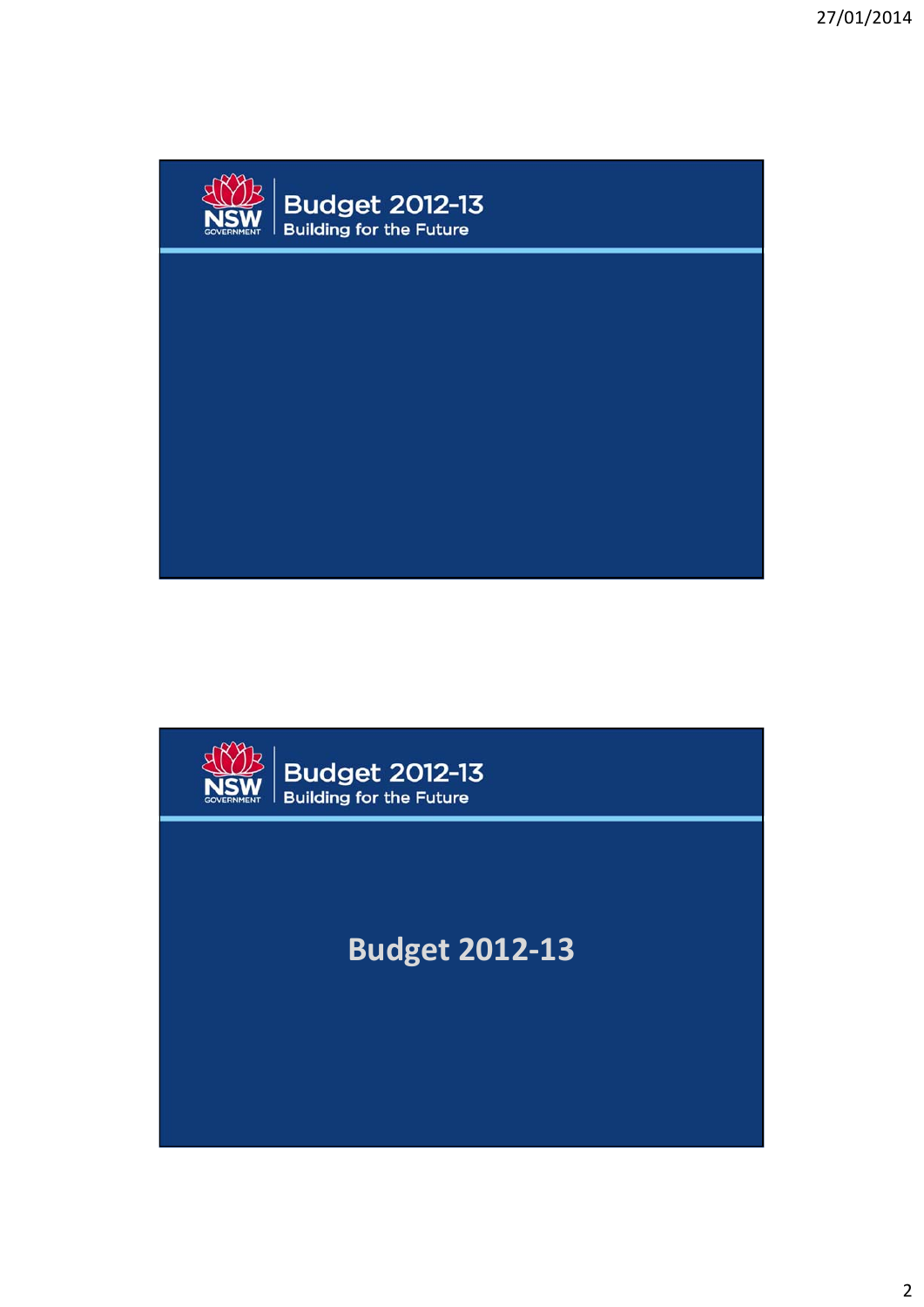Budget 2012-13
Building for the Future

Budget 2012-13
Building for the Future

# Budget 2012-13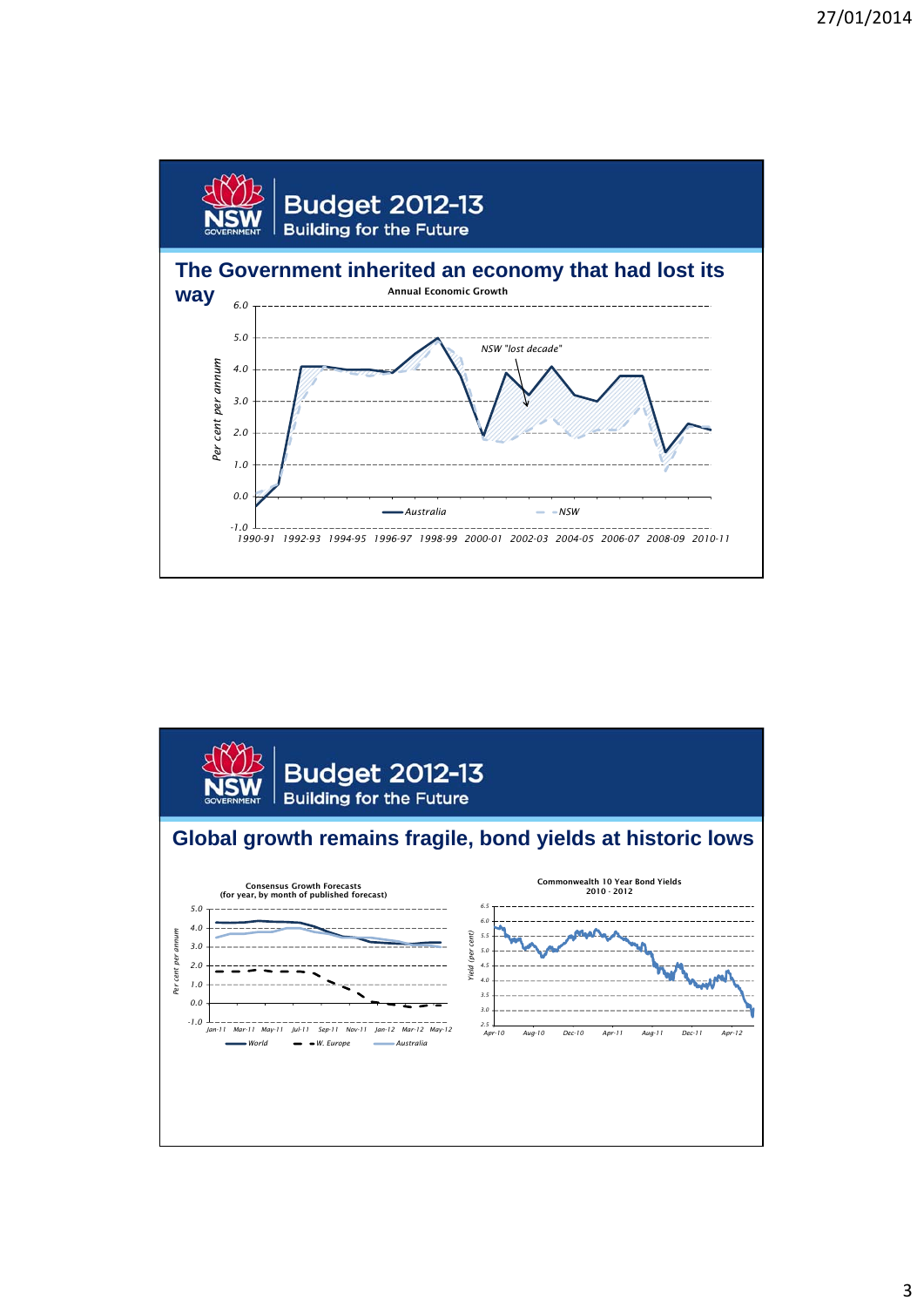## Budget 2012-13
### Building for the Future

## The Government inherited an economy that had lost its way

**Annual Economic Growth**

*Per cent per annum*

NSW "lost decade"

— Australia  - - NSW

1990-91 1992-93 1994-95 1996-97 1998-99 2000-01 2002-03 2004-05 2006-07 2008-09 2010-11

## Budget 2012-13
### Building for the Future

## Global growth remains fragile, bond yields at historic lows

**Consensus Growth Forecasts (for year, by month of published forecast)**

*Per cent per annum*

Jan-11 Mar-11 May-11 Jul-11 Sep-11 Nov-11 Jan-12 Mar-12 May-12

— World  - - W. Europe  — Australia

**Commonwealth 10 Year Bond Yields 2010 - 2012**

*Yield (per cent)*

Apr-10 Aug-10 Dec-10 Apr-11 Aug-11 Dec-11 Apr-12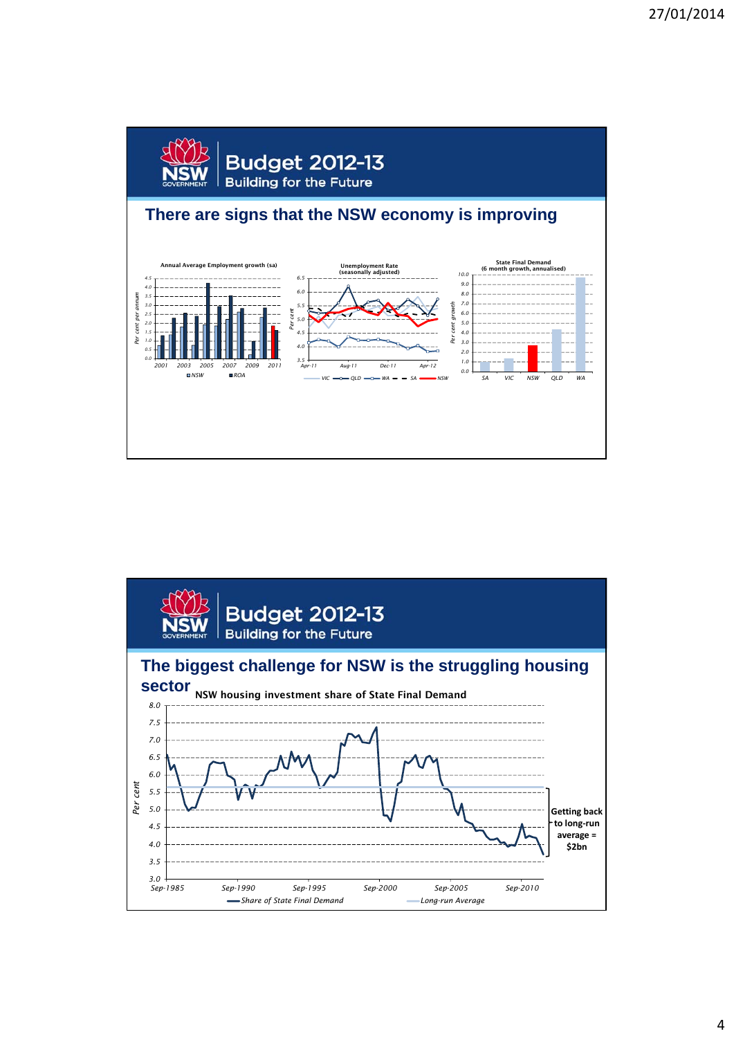## Budget 2012-13
### Building for the Future

## There are signs that the NSW economy is improving

**Annual Average Employment growth (sa)**

**Unemployment Rate (seasonally adjusted)**

**State Final Demand (6 month growth, annualised)**

## Budget 2012-13
### Building for the Future

## The biggest challenge for NSW is the struggling housing sector

**NSW housing investment share of State Final Demand**

Getting back to long-run average = $2bn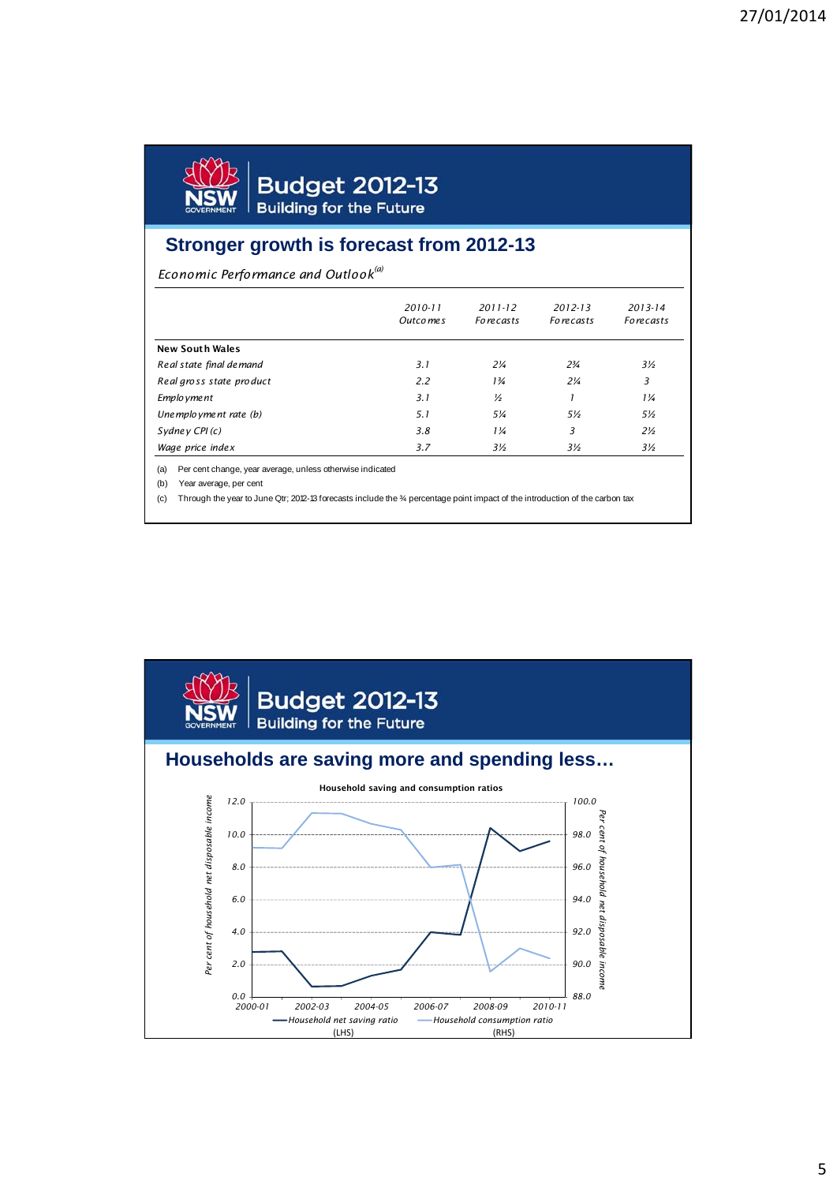## Budget 2012-13
### Building for the Future

## Stronger growth is forecast from 2012-13

*Economic Performance and Outlook*[(a)]

| | 2010-11 Outcomes | 2011-12 Forecasts | 2012-13 Forecasts | 2013-14 Forecasts |
|---|---|---|---|---|
| **New South Wales** | | | | |
| *Real state final demand* | 3.1 | 2¼ | 2¾ | 3½ |
| *Real gross state product* | 2.2 | 1¾ | 2¼ | 3 |
| *Employment* | 3.1 | ½ | 1 | 1¼ |
| *Unemployment rate (b)* | 5.1 | 5¼ | 5½ | 5½ |
| *Sydney CPI (c)* | 3.8 | 1¼ | 3 | 2½ |
| *Wage price index* | 3.7 | 3½ | 3½ | 3½ |

(a) Per cent change, year average, unless otherwise indicated

(b) Year average, per cent

(c) Through the year to June Qtr; 2012-13 forecasts include the ¾ percentage point impact of the introduction of the carbon tax

## Budget 2012-13
### Building for the Future

## Households are saving more and spending less…

**Household saving and consumption ratios**

Left axis: Per cent of household net disposable income (0.0–12.0). Right axis: Per cent of household net disposable income (88.0–100.0).

X axis: 2000-01, 2002-03, 2004-05, 2006-07, 2008-09, 2010-11

Legend: Household net saving ratio (LHS); Household consumption ratio (RHS)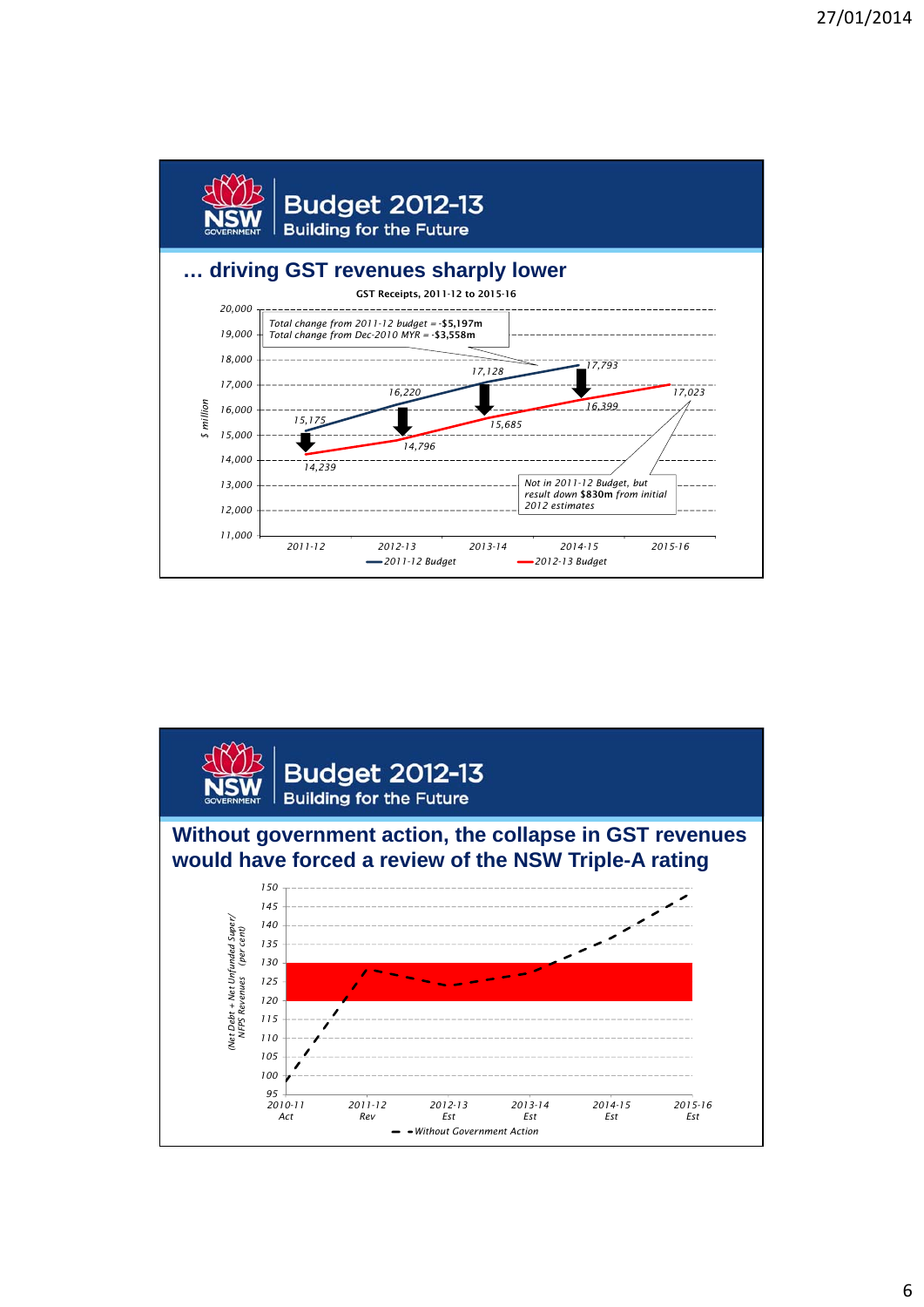## Budget 2012-13

Building for the Future

### … driving GST revenues sharply lower

**GST Receipts, 2011-12 to 2015-16**

*Total change from 2011-12 budget = -$5,197m*
*Total change from Dec-2010 MYR = -$3,558m*

| $ million | 2011-12 | 2012-13 | 2013-14 | 2014-15 | 2015-16 |
|---|---|---|---|---|---|
| 2011-12 Budget | 15,175 | 16,220 | 17,128 | 17,793 | |
| 2012-13 Budget | 14,239 | 14,796 | 15,685 | 16,399 | 17,023 |

*Not in 2011-12 Budget, but result down $830m from initial 2012 estimates*

## Budget 2012-13

Building for the Future

### Without government action, the collapse in GST revenues would have forced a review of the NSW Triple-A rating

*(Net Debt + Net Unfunded Super/ NFPS Revenues (per cent))*

*Without Government Action*

*2010-11 Act, 2011-12 Rev, 2012-13 Est, 2013-14 Est, 2014-15 Est, 2015-16 Est*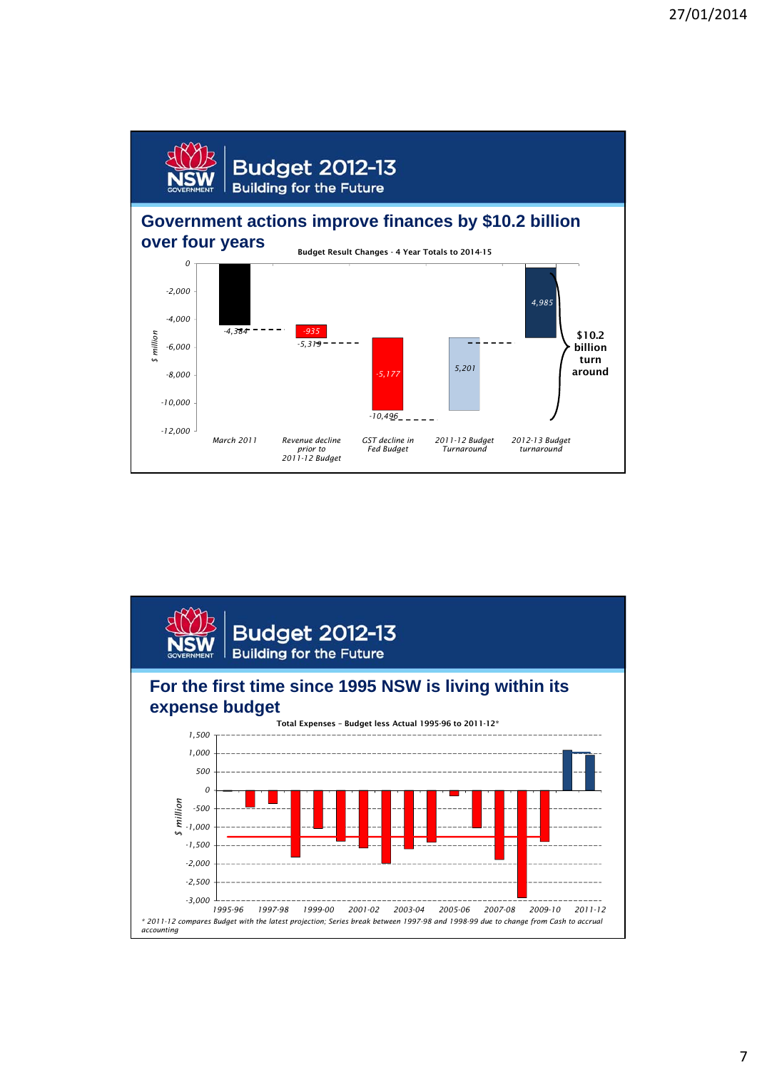## Budget 2012-13
### Building for the Future

## Government actions improve finances by $10.2 billion over four years

**Budget Result Changes - 4 Year Totals to 2014-15**

| | $ million |
|---|---|
| March 2011 | -4,384 |
| Revenue decline prior to 2011-12 Budget | -935 |
| GST decline in Fed Budget | -5,177 |
| 2011-12 Budget Turnaround | 5,201 |
| 2012-13 Budget turnaround | 4,985 |

Cumulative levels shown: -5,319; -10,496.

**$10.2 billion turn around**

## Budget 2012-13
### Building for the Future

## For the first time since 1995 NSW is living within its expense budget

**Total Expenses – Budget less Actual 1995-96 to 2011-12***

\* 2011-12 compares Budget with the latest projection; Series break between 1997-98 and 1998-99 due to change from Cash to accrual accounting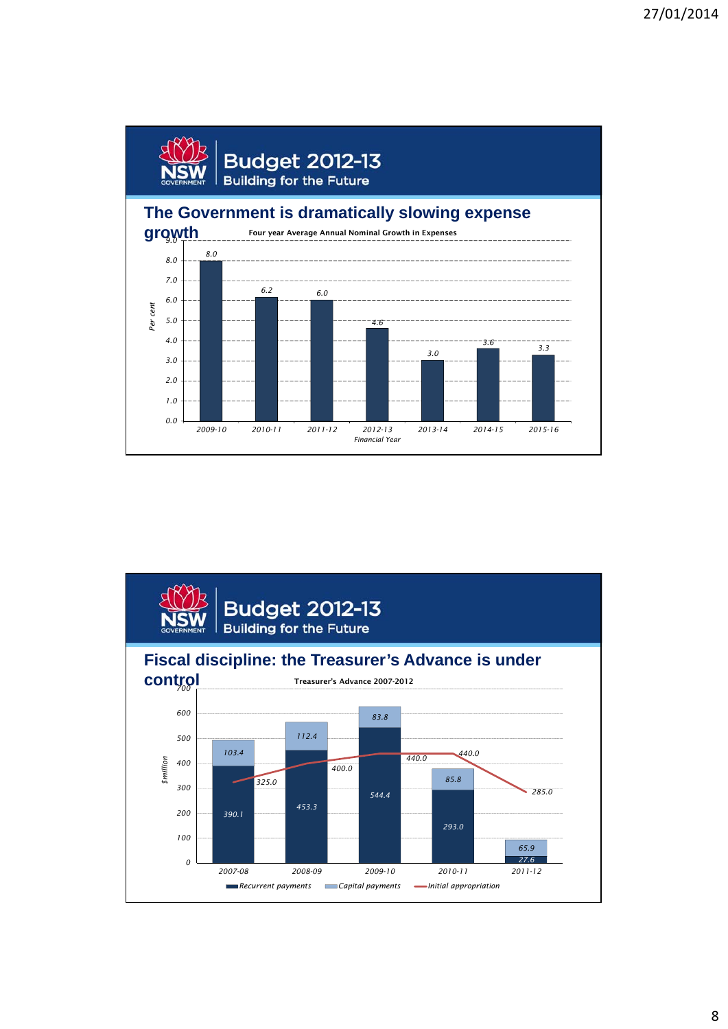## Budget 2012-13
### Building for the Future

## The Government is dramatically slowing expense growth

**Four year Average Annual Nominal Growth in Expenses**

| Financial Year | Per cent |
|---|---|
| 2009-10 | 8.0 |
| 2010-11 | 6.2 |
| 2011-12 | 6.0 |
| 2012-13 | 4.6 |
| 2013-14 | 3.0 |
| 2014-15 | 3.6 |
| 2015-16 | 3.3 |

## Budget 2012-13
### Building for the Future

## Fiscal discipline: the Treasurer's Advance is under control

**Treasurer's Advance 2007-2012**

| Year | Recurrent payments ($million) | Capital payments ($million) | Initial appropriation ($million) |
|---|---|---|---|
| 2007-08 | 390.1 | 103.4 | 325.0 |
| 2008-09 | 453.3 | 112.4 | 400.0 |
| 2009-10 | 544.4 | 83.8 | 440.0 |
| 2010-11 | 293.0 | 85.8 | 440.0 |
| 2011-12 | 27.6 | 65.9 | 285.0 |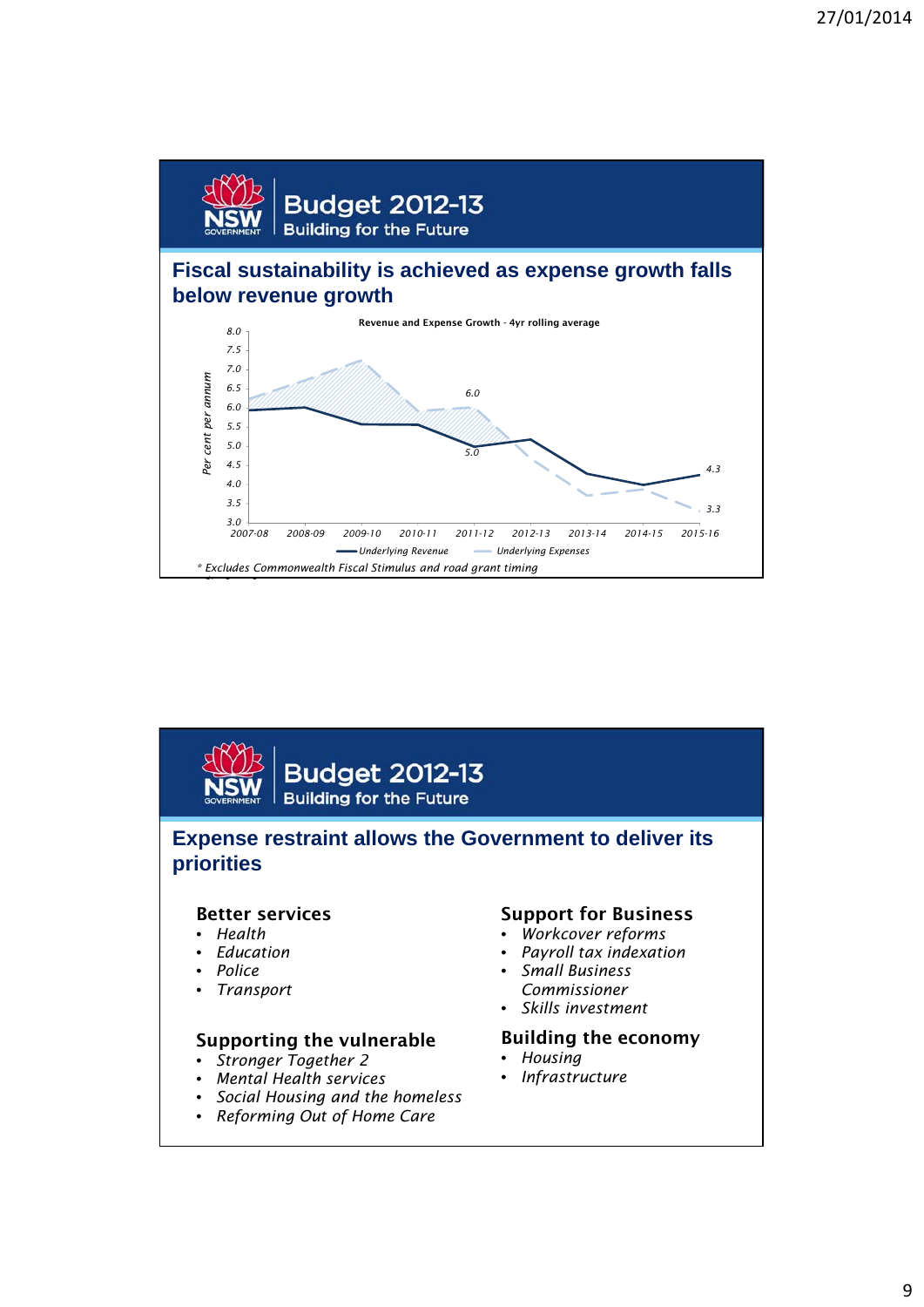## Budget 2012-13
Building for the Future

### Fiscal sustainability is achieved as expense growth falls below revenue growth

Revenue and Expense Growth - 4yr rolling average

| Year | 2007-08 | 2008-09 | 2009-10 | 2010-11 | 2011-12 | 2012-13 | 2013-14 | 2014-15 | 2015-16 |
|---|---|---|---|---|---|---|---|---|---|
| Underlying Revenue (per cent per annum) | | | | | 5.0 | | | | 4.3 |
| Underlying Expenses (per cent per annum) | | | | | 6.0 | | | | 3.3 |

\* Excludes Commonwealth Fiscal Stimulus and road grant timing

## Budget 2012-13
Building for the Future

### Expense restraint allows the Government to deliver its priorities

**Better services**
- *Health*
- *Education*
- *Police*
- *Transport*

**Supporting the vulnerable**
- *Stronger Together 2*
- *Mental Health services*
- *Social Housing and the homeless*
- *Reforming Out of Home Care*

**Support for Business**
- *Workcover reforms*
- *Payroll tax indexation*
- *Small Business Commissioner*
- *Skills investment*

**Building the economy**
- *Housing*
- *Infrastructure*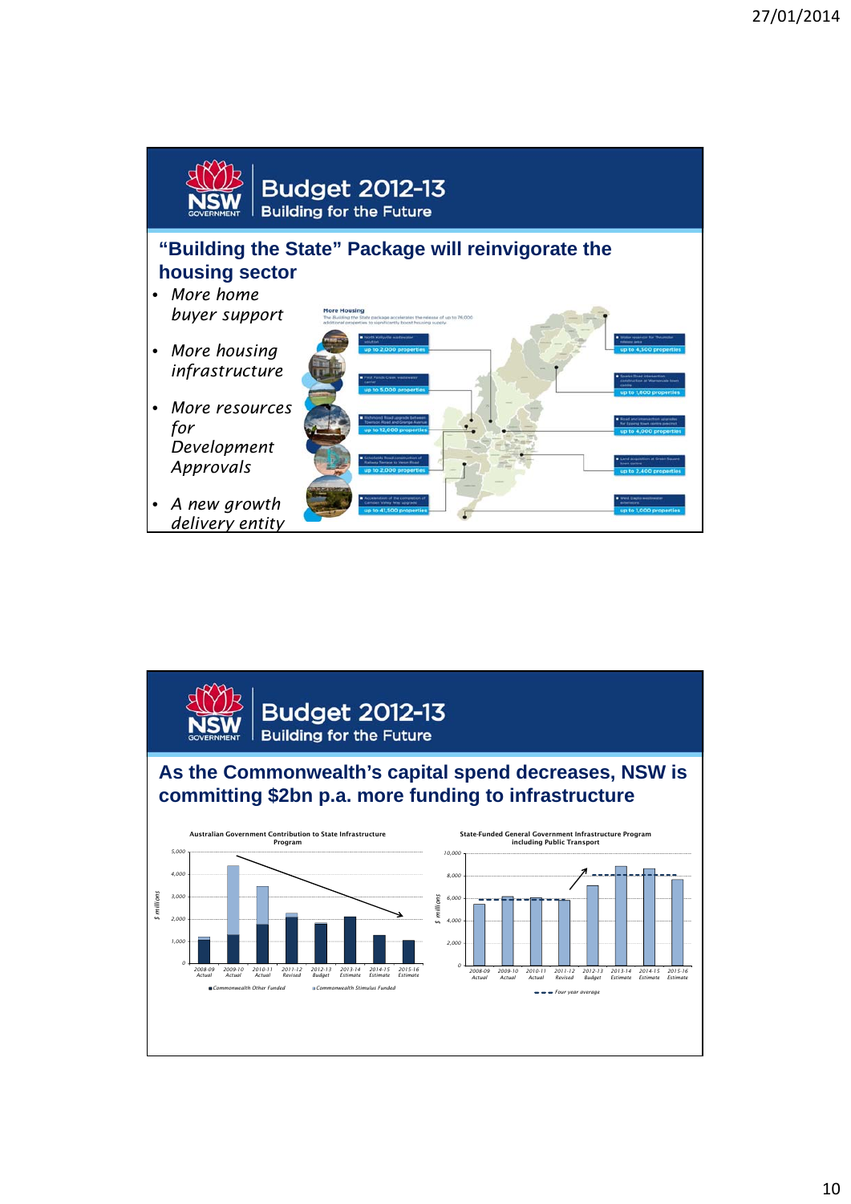## Budget 2012-13
### Building for the Future

## "Building the State" Package will reinvigorate the housing sector

- *More home buyer support*
- *More housing infrastructure*
- *More resources for Development Approvals*
- *A new growth delivery entity*

**More Housing**
The Building the State package accelerates the release of up to 76,000 additional properties to significantly boost housing supply.

- North Kellyville wastewater solution — up to 2,000 properties
- First Ponds Creek wastewater carrier — up to 5,000 properties
- Richmond Road upgrade between Townson Road and Grange Avenue — up to 12,000 properties
- Schofields Road construction of Railway Terrace to Veron Road — up to 2,000 properties
- Acceleration of the completion of Camden Valley Way upgrade — up to 41,500 properties
- Water reservoir for Thornton release area — up to 4,300 properties
- Spurell Road intersection construction at Warnervale town centre — up to 1,800 properties
- Road and intersection upgrades for Epping town centre precinct — up to 4,000 properties
- Land acquisition at Green Square town centre — up to 2,400 properties
- West Dapto wastewater extensions — up to 1,000 properties

## Budget 2012-13
### Building for the Future

## As the Commonwealth's capital spend decreases, NSW is committing $2bn p.a. more funding to infrastructure

**Australian Government Contribution to State Infrastructure Program** ($ millions)

2008-09 Actual, 2009-10 Actual, 2010-11 Actual, 2011-12 Revised, 2012-13 Budget, 2013-14 Estimate, 2014-15 Estimate, 2015-16 Estimate

■ Commonwealth Other Funded ■ Commonwealth Stimulus Funded

**State-Funded General Government Infrastructure Program including Public Transport** ($ millions)

2008-09 Actual, 2009-10 Actual, 2010-11 Actual, 2011-12 Revised, 2012-13 Budget, 2013-14 Estimate, 2014-15 Estimate, 2015-16 Estimate

- - - Four year average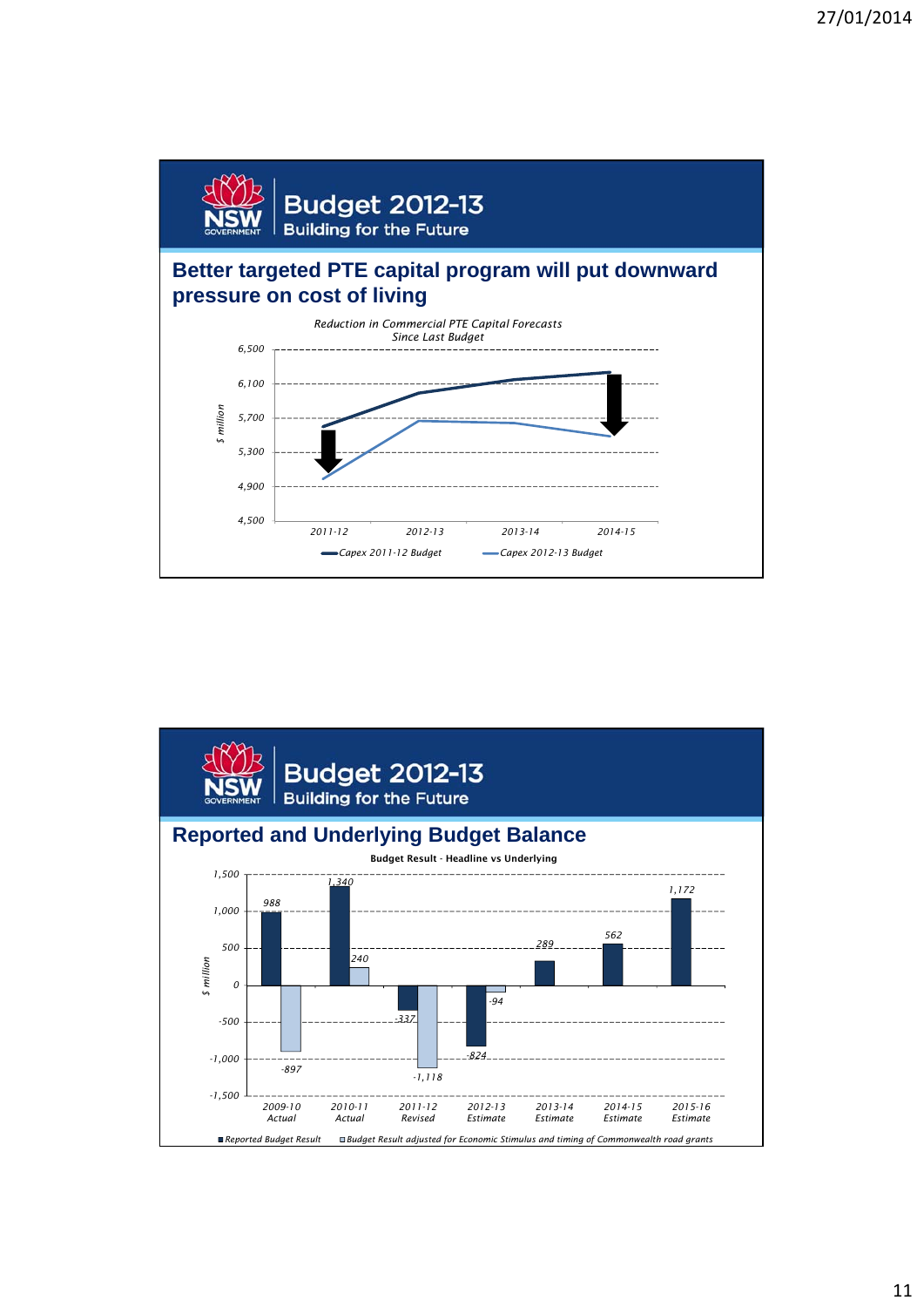## Budget 2012-13

Building for the Future

### Better targeted PTE capital program will put downward pressure on cost of living

*Reduction in Commercial PTE Capital Forecasts Since Last Budget*

$ million

Capex 2011-12 Budget — Capex 2012-13 Budget

(2011-12, 2012-13, 2013-14, 2014-15; axis 4,500 to 6,500)

## Budget 2012-13

Building for the Future

### Reported and Underlying Budget Balance

**Budget Result - Headline vs Underlying**

$ million

| | Reported Budget Result | Budget Result adjusted for Economic Stimulus and timing of Commonwealth road grants |
|---|---|---|
| 2009-10 Actual | 988 | -897 |
| 2010-11 Actual | 1,340 | 240 |
| 2011-12 Revised | -337 | -1,118 |
| 2012-13 Estimate | -824 | -94 |
| 2013-14 Estimate | 289 | |
| 2014-15 Estimate | 562 | |
| 2015-16 Estimate | 1,172 | |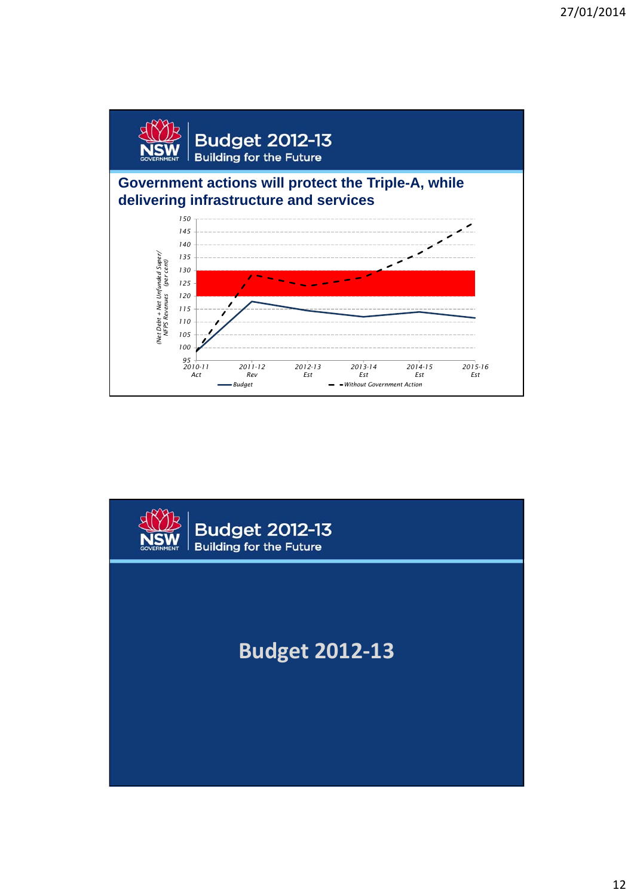Budget 2012-13
Building for the Future

## Government actions will protect the Triple-A, while delivering infrastructure and services

(Net Debt + Net Unfunded Super/ NFPS Revenues (per cent)

150
145
140
135
130
125
120
115
110
105
100
95

2010-11 Act
2011-12 Rev
2012-13 Est
2013-14 Est
2014-15 Est
2015-16 Est

Budget
Without Government Action

Budget 2012-13
Building for the Future

# Budget 2012-13